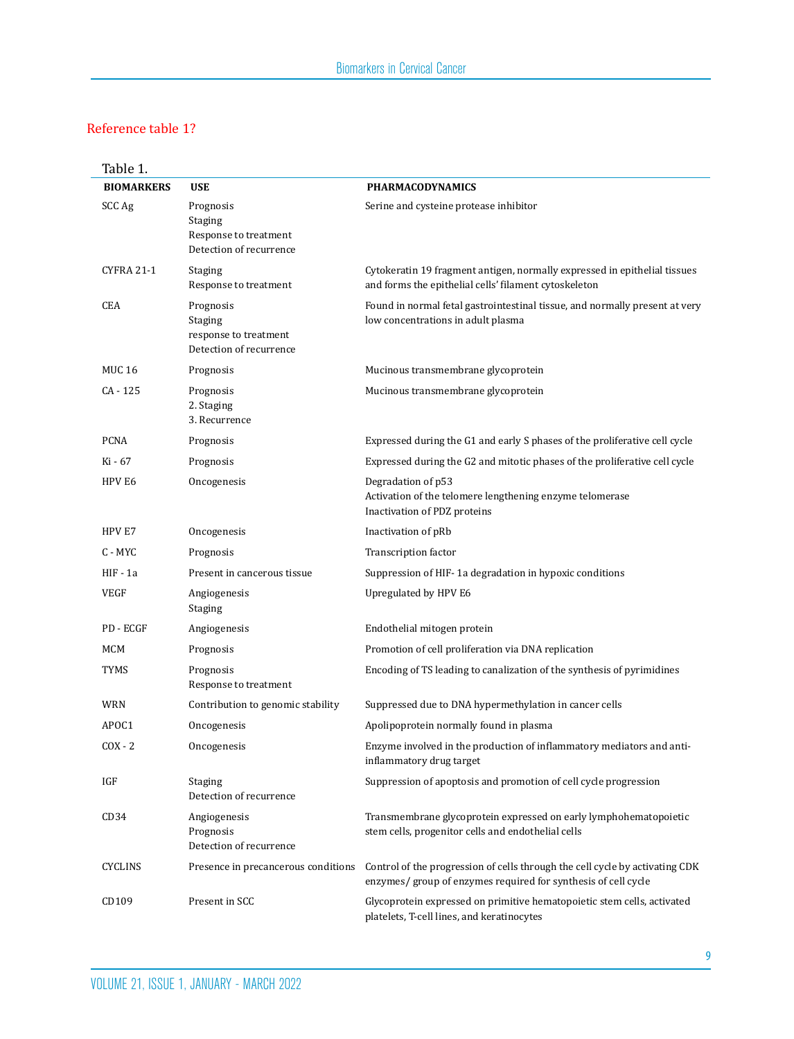Reference table 1?

Table 1.

| BIOMARKERS | USE | PHARMACODYNAMICS |
|---|---|---|
| SCC Ag | Prognosis<br>Staging<br>Response to treatment<br>Detection of recurrence | Serine and cysteine protease inhibitor |
| CYFRA 21-1 | Staging<br>Response to treatment | Cytokeratin 19 fragment antigen, normally expressed in epithelial tissues and forms the epithelial cells' filament cytoskeleton |
| CEA | Prognosis<br>Staging<br>response to treatment<br>Detection of recurrence | Found in normal fetal gastrointestinal tissue, and normally present at very low concentrations in adult plasma |
| MUC 16 | Prognosis | Mucinous transmembrane glycoprotein |
| CA - 125 | Prognosis<br>2. Staging<br>3. Recurrence | Mucinous transmembrane glycoprotein |
| PCNA | Prognosis | Expressed during the G1 and early S phases of the proliferative cell cycle |
| Ki - 67 | Prognosis | Expressed during the G2 and mitotic phases of the proliferative cell cycle |
| HPV E6 | Oncogenesis | Degradation of p53<br>Activation of the telomere lengthening enzyme telomerase<br>Inactivation of PDZ proteins |
| HPV E7 | Oncogenesis | Inactivation of pRb |
| C - MYC | Prognosis | Transcription factor |
| HIF - 1a | Present in cancerous tissue | Suppression of HIF- 1a degradation in hypoxic conditions |
| VEGF | Angiogenesis<br>Staging | Upregulated by HPV E6 |
| PD - ECGF | Angiogenesis | Endothelial mitogen protein |
| MCM | Prognosis | Promotion of cell proliferation via DNA replication |
| TYMS | Prognosis<br>Response to treatment | Encoding of TS leading to canalization of the synthesis of pyrimidines |
| WRN | Contribution to genomic stability | Suppressed due to DNA hypermethylation in cancer cells |
| APOC1 | Oncogenesis | Apolipoprotein normally found in plasma |
| COX - 2 | Oncogenesis | Enzyme involved in the production of inflammatory mediators and anti-inflammatory drug target |
| IGF | Staging<br>Detection of recurrence | Suppression of apoptosis and promotion of cell cycle progression |
| CD34 | Angiogenesis<br>Prognosis<br>Detection of recurrence | Transmembrane glycoprotein expressed on early lymphohematopoietic stem cells, progenitor cells and endothelial cells |
| CYCLINS | Presence in precancerous conditions | Control of the progression of cells through the cell cycle by activating CDK enzymes/ group of enzymes required for synthesis of cell cycle |
| CD109 | Present in SCC | Glycoprotein expressed on primitive hematopoietic stem cells, activated platelets, T-cell lines, and keratinocytes |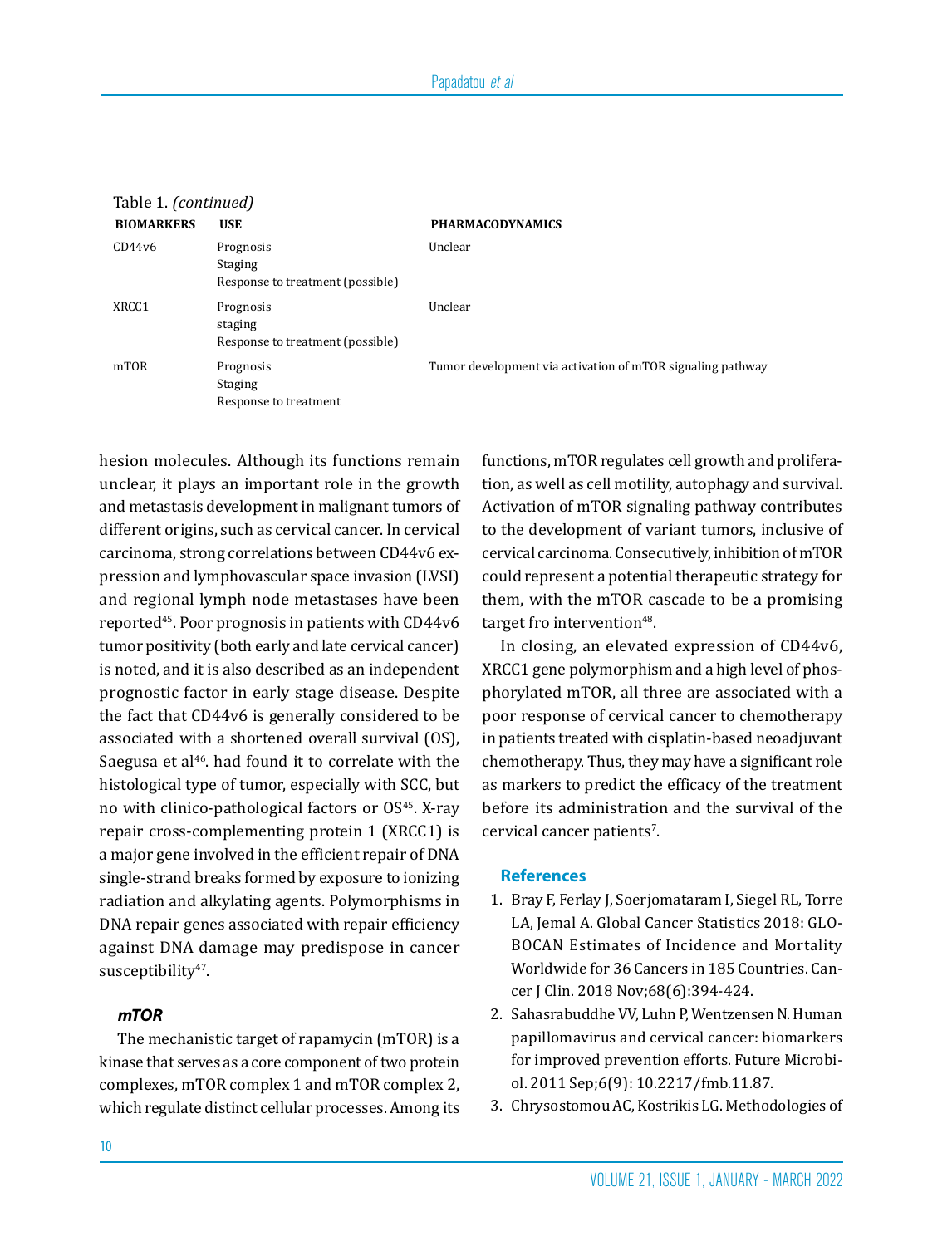Table 1. *(continued)*

| BIOMARKERS | USE | PHARMACODYNAMICS |
|---|---|---|
| CD44v6 | Prognosis<br>Staging<br>Response to treatment (possible) | Unclear |
| XRCC1 | Prognosis<br>staging<br>Response to treatment (possible) | Unclear |
| mTOR | Prognosis<br>Staging<br>Response to treatment | Tumor development via activation of mTOR signaling pathway |

hesion molecules. Although its functions remain unclear, it plays an important role in the growth and metastasis development in malignant tumors of different origins, such as cervical cancer. In cervical carcinoma, strong correlations between CD44v6 expression and lymphovascular space invasion (LVSI) and regional lymph node metastases have been reported[45]. Poor prognosis in patients with CD44v6 tumor positivity (both early and late cervical cancer) is noted, and it is also described as an independent prognostic factor in early stage disease. Despite the fact that CD44v6 is generally considered to be associated with a shortened overall survival (OS), Saegusa et al[46]. had found it to correlate with the histological type of tumor, especially with SCC, but no with clinico-pathological factors or OS[45]. X-ray repair cross-complementing protein 1 (XRCC1) is a major gene involved in the efficient repair of DNA single-strand breaks formed by exposure to ionizing radiation and alkylating agents. Polymorphisms in DNA repair genes associated with repair efficiency against DNA damage may predispose in cancer susceptibility[47].

### *mTOR*

The mechanistic target of rapamycin (mTOR) is a kinase that serves as a core component of two protein complexes, mTOR complex 1 and mTOR complex 2, which regulate distinct cellular processes. Among its functions, mTOR regulates cell growth and proliferation, as well as cell motility, autophagy and survival. Activation of mTOR signaling pathway contributes to the development of variant tumors, inclusive of cervical carcinoma. Consecutively, inhibition of mTOR could represent a potential therapeutic strategy for them, with the mTOR cascade to be a promising target fro intervention[48].

In closing, an elevated expression of CD44v6, XRCC1 gene polymorphism and a high level of phosphorylated mTOR, all three are associated with a poor response of cervical cancer to chemotherapy in patients treated with cisplatin-based neoadjuvant chemotherapy. Thus, they may have a significant role as markers to predict the efficacy of the treatment before its administration and the survival of the cervical cancer patients[7].

## References

1. Bray F, Ferlay J, Soerjomataram I, Siegel RL, Torre LA, Jemal A. Global Cancer Statistics 2018: GLOBOCAN Estimates of Incidence and Mortality Worldwide for 36 Cancers in 185 Countries. Cancer J Clin. 2018 Nov;68(6):394-424.
2. Sahasrabuddhe VV, Luhn P, Wentzensen N. Human papillomavirus and cervical cancer: biomarkers for improved prevention efforts. Future Microbiol. 2011 Sep;6(9): 10.2217/fmb.11.87.
3. Chrysostomou AC, Kostrikis LG. Methodologies of